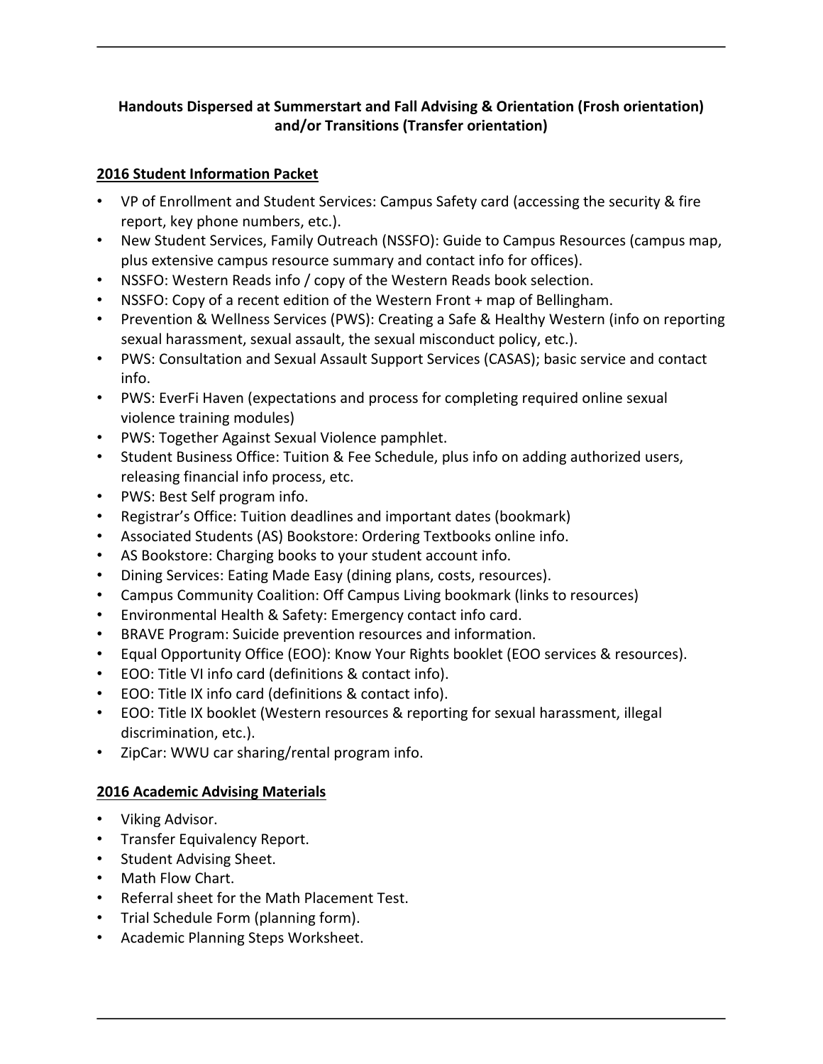**Handouts Dispersed at Summerstart and Fall Advising & Orientation (Frosh orientation) and/or Transitions (Transfer orientation)**

## 2016 Student Information Packet

- VP of Enrollment and Student Services: Campus Safety card (accessing the security & fire report, key phone numbers, etc.).
- New Student Services, Family Outreach (NSSFO): Guide to Campus Resources (campus map, plus extensive campus resource summary and contact info for offices).
- NSSFO: Western Reads info / copy of the Western Reads book selection.
- NSSFO: Copy of a recent edition of the Western Front + map of Bellingham.
- Prevention & Wellness Services (PWS): Creating a Safe & Healthy Western (info on reporting sexual harassment, sexual assault, the sexual misconduct policy, etc.).
- PWS: Consultation and Sexual Assault Support Services (CASAS); basic service and contact info.
- PWS: EverFi Haven (expectations and process for completing required online sexual violence training modules)
- PWS: Together Against Sexual Violence pamphlet.
- Student Business Office: Tuition & Fee Schedule, plus info on adding authorized users, releasing financial info process, etc.
- PWS: Best Self program info.
- Registrar's Office: Tuition deadlines and important dates (bookmark)
- Associated Students (AS) Bookstore: Ordering Textbooks online info.
- AS Bookstore: Charging books to your student account info.
- Dining Services: Eating Made Easy (dining plans, costs, resources).
- Campus Community Coalition: Off Campus Living bookmark (links to resources)
- Environmental Health & Safety: Emergency contact info card.
- BRAVE Program: Suicide prevention resources and information.
- Equal Opportunity Office (EOO): Know Your Rights booklet (EOO services & resources).
- EOO: Title VI info card (definitions & contact info).
- EOO: Title IX info card (definitions & contact info).
- EOO: Title IX booklet (Western resources & reporting for sexual harassment, illegal discrimination, etc.).
- ZipCar: WWU car sharing/rental program info.

## 2016 Academic Advising Materials

- Viking Advisor.
- Transfer Equivalency Report.
- Student Advising Sheet.
- Math Flow Chart.
- Referral sheet for the Math Placement Test.
- Trial Schedule Form (planning form).
- Academic Planning Steps Worksheet.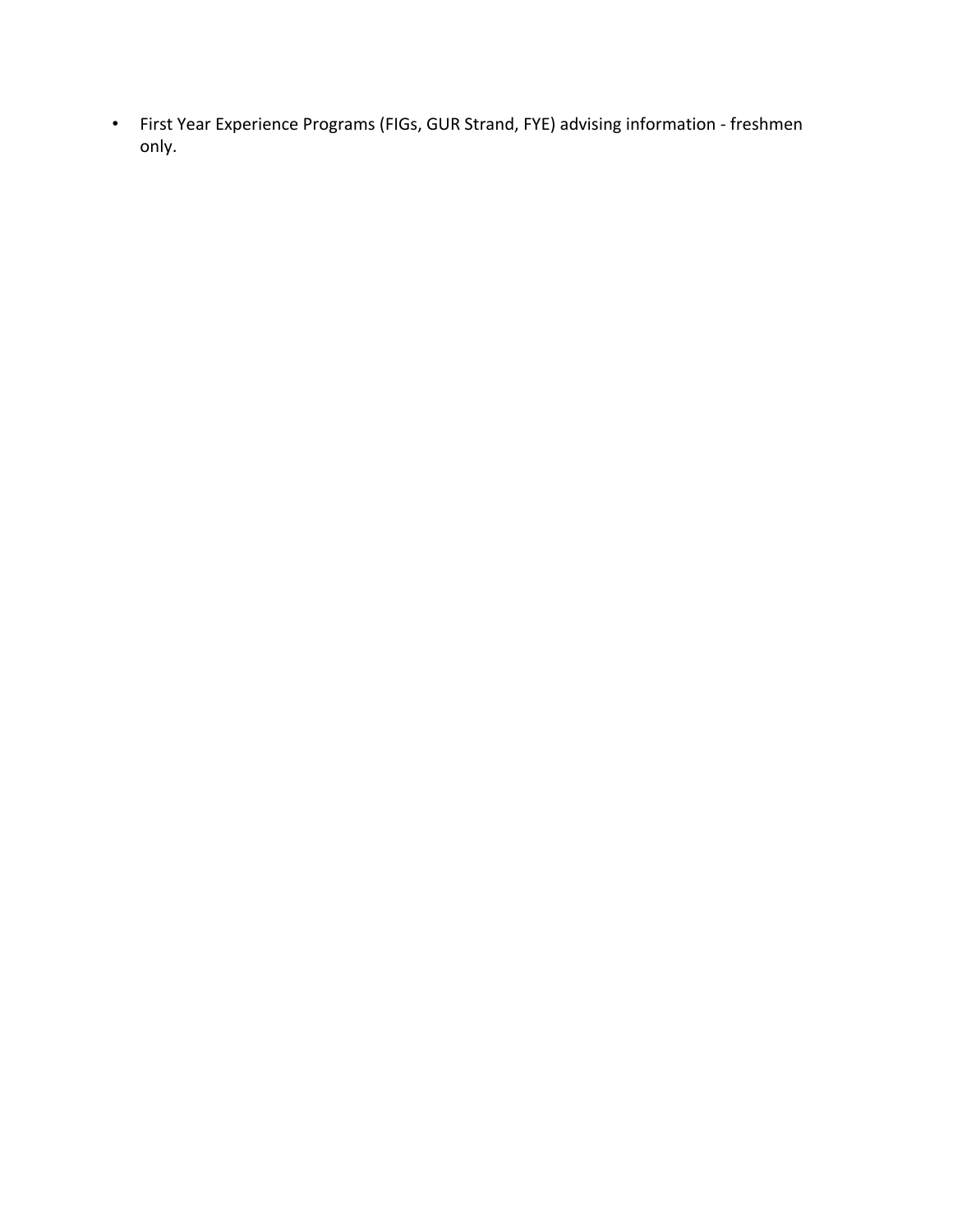- First Year Experience Programs (FIGs, GUR Strand, FYE) advising information - freshmen only.